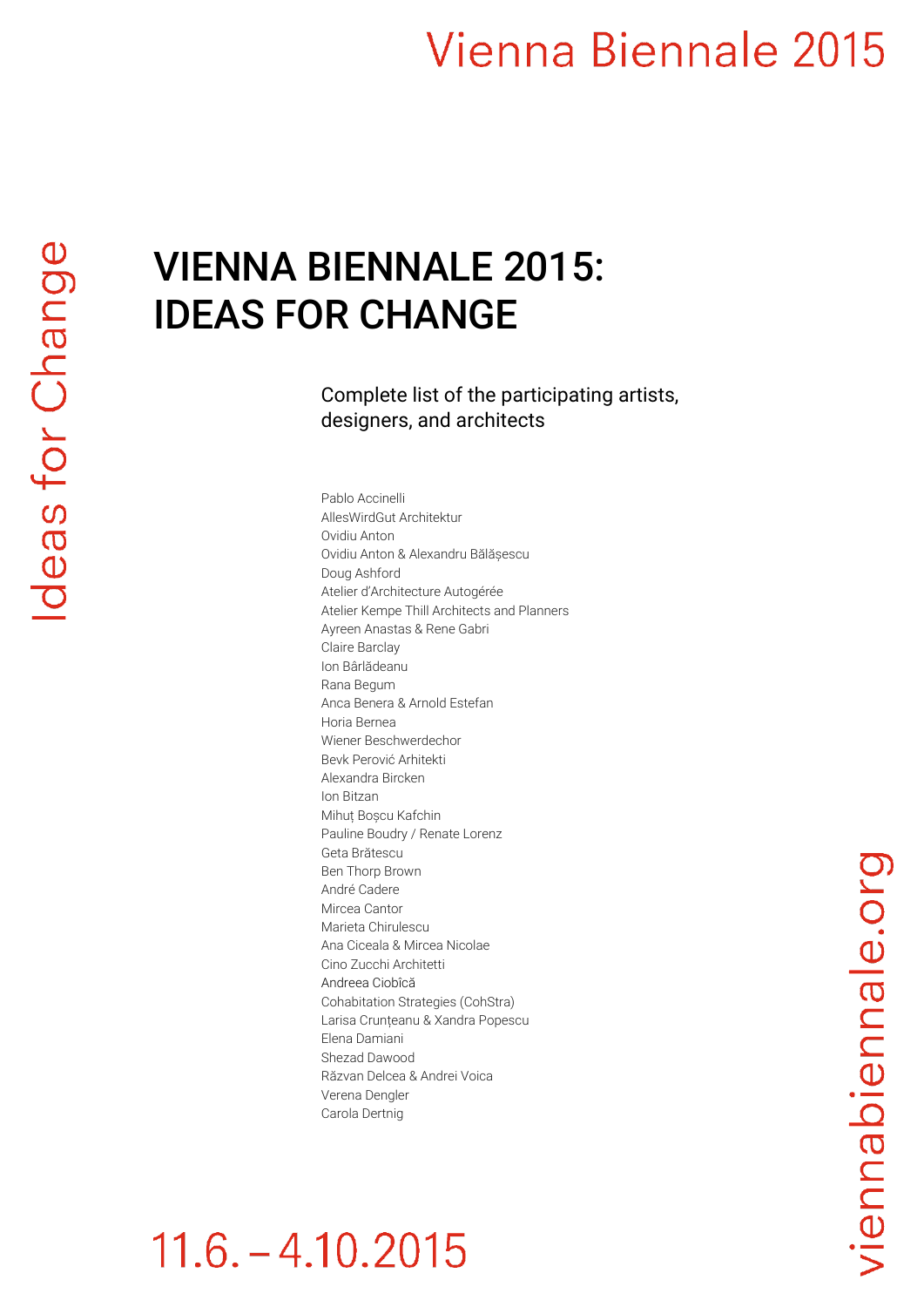# VIENNA BIENNALE 2015: IDEAS FOR CHANGE

Complete list of the participating artists, designers, and architects

Pablo Accinelli
AllesWirdGut Architektur
Ovidiu Anton
Ovidiu Anton & Alexandru Bălășescu
Doug Ashford
Atelier d'Architecture Autogérée
Atelier Kempe Thill Architects and Planners
Ayreen Anastas & Rene Gabri
Claire Barclay
Ion Bârlădeanu
Rana Begum
Anca Benera & Arnold Estefan
Horia Bernea
Wiener Beschwerdechor
Bevk Perović Arhitekti
Alexandra Bircken
Ion Bitzan
Mihuț Boșcu Kafchin
Pauline Boudry / Renate Lorenz
Geta Brătescu
Ben Thorp Brown
André Cadere
Mircea Cantor
Marieta Chirulescu
Ana Ciceala & Mircea Nicolae
Cino Zucchi Architetti
Andreea Ciobîcă
Cohabitation Strategies (CohStra)
Larisa Crunțeanu & Xandra Popescu
Elena Damiani
Shezad Dawood
Răzvan Delcea & Andrei Voica
Verena Dengler
Carola Dertnig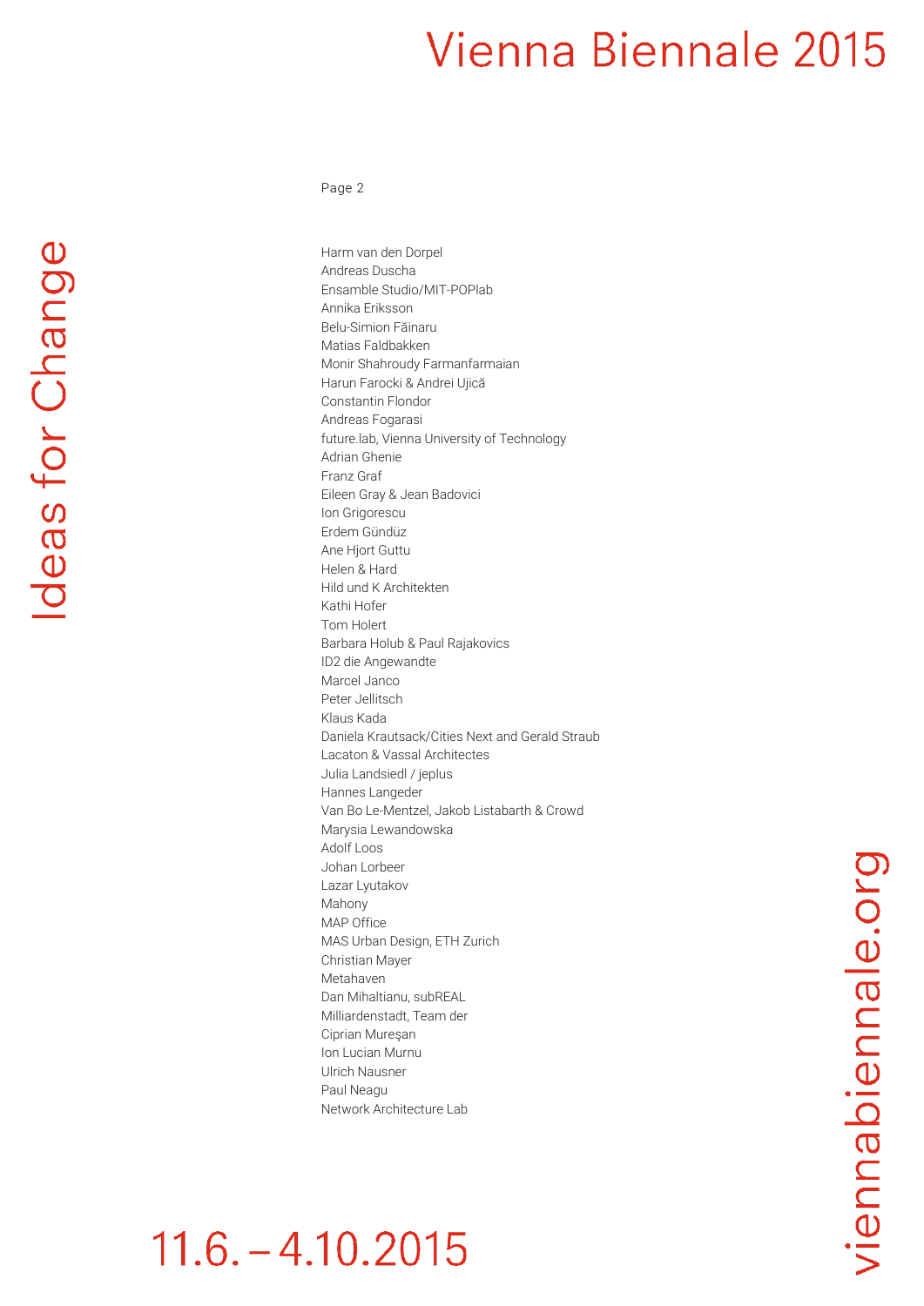Page 2

Harm van den Dorpel
Andreas Duscha
Ensamble Studio/MIT-POPlab
Annika Eriksson
Belu-Simion Făinaru
Matias Faldbakken
Monir Shahroudy Farmanfarmaian
Harun Farocki & Andrei Ujică
Constantin Flondor
Andreas Fogarasi
future.lab, Vienna University of Technology
Adrian Ghenie
Franz Graf
Eileen Gray & Jean Badovici
Ion Grigorescu
Erdem Gündüz
Ane Hjort Guttu
Helen & Hard
Hild und K Architekten
Kathi Hofer
Tom Holert
Barbara Holub & Paul Rajakovics
ID2 die Angewandte
Marcel Janco
Peter Jellitsch
Klaus Kada
Daniela Krautsack/Cities Next and Gerald Straub
Lacaton & Vassal Architectes
Julia Landsiedl / jeplus
Hannes Langeder
Van Bo Le-Mentzel, Jakob Listabarth & Crowd
Marysia Lewandowska
Adolf Loos
Johan Lorbeer
Lazar Lyutakov
Mahony
MAP Office
MAS Urban Design, ETH Zurich
Christian Mayer
Metahaven
Dan Mihaltianu, subREAL
Milliardenstadt, Team der
Ciprian Mureşan
Ion Lucian Murnu
Ulrich Nausner
Paul Neagu
Network Architecture Lab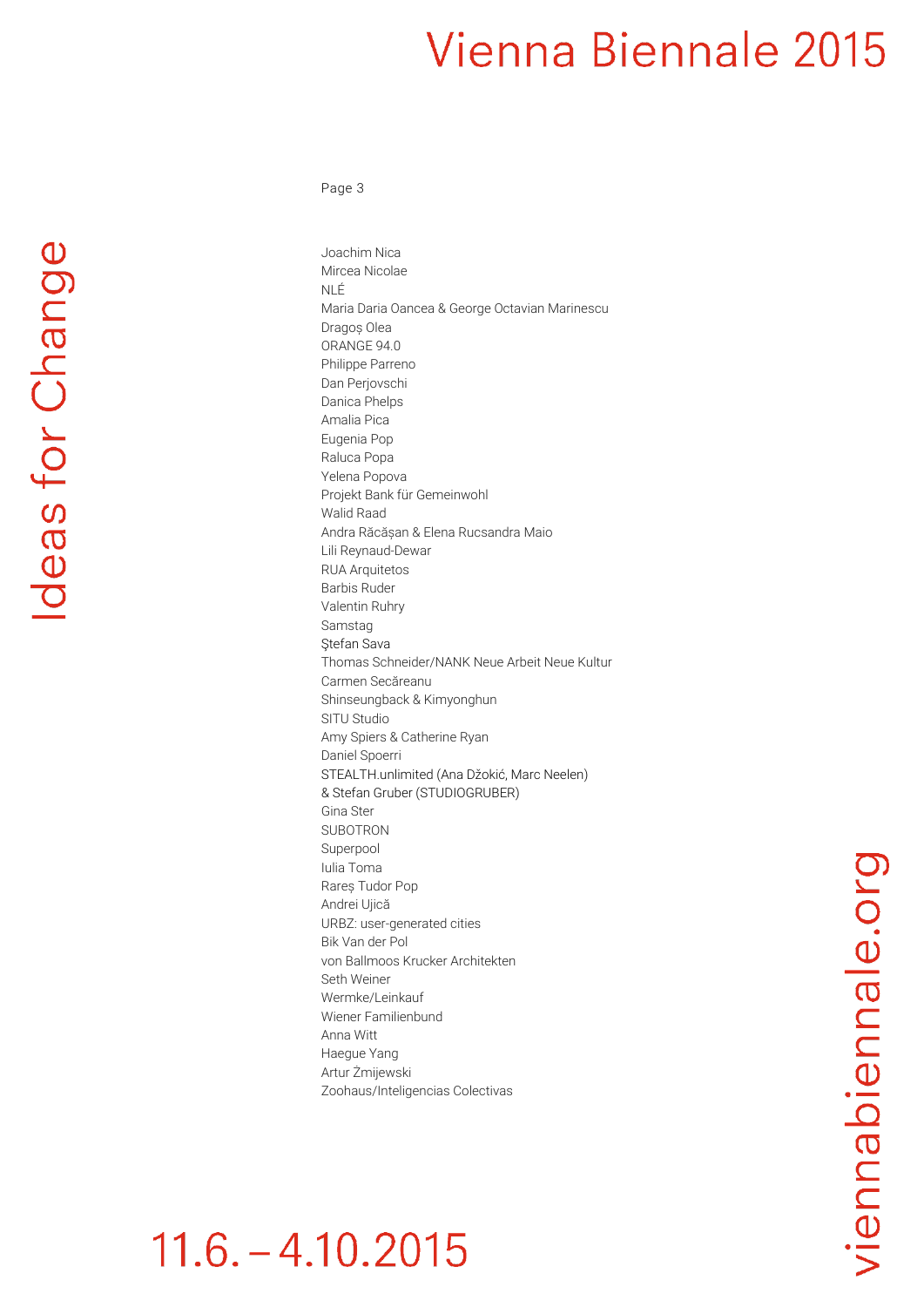Joachim Nica
Mircea Nicolae
NLÉ
Maria Daria Oancea & George Octavian Marinescu
Dragoş Olea
ORANGE 94.0
Philippe Parreno
Dan Perjovschi
Danica Phelps
Amalia Pica
Eugenia Pop
Raluca Popa
Yelena Popova
Projekt Bank für Gemeinwohl
Walid Raad
Andra Răcăşan & Elena Rucsandra Maio
Lili Reynaud-Dewar
RUA Arquitetos
Barbis Ruder
Valentin Ruhry
Samstag
Ştefan Sava
Thomas Schneider/NANK Neue Arbeit Neue Kultur
Carmen Secăreanu
Shinseungback & Kimyonghun
SITU Studio
Amy Spiers & Catherine Ryan
Daniel Spoerri
STEALTH.unlimited (Ana Džokić, Marc Neelen)
& Stefan Gruber (STUDIOGRUBER)
Gina Ster
SUBOTRON
Superpool
Iulia Toma
Rareș Tudor Pop
Andrei Ujică
URBZ: user-generated cities
Bik Van der Pol
von Ballmoos Krucker Architekten
Seth Weiner
Wermke/Leinkauf
Wiener Familienbund
Anna Witt
Haegue Yang
Artur Żmijewski
Zoohaus/Inteligencias Colectivas